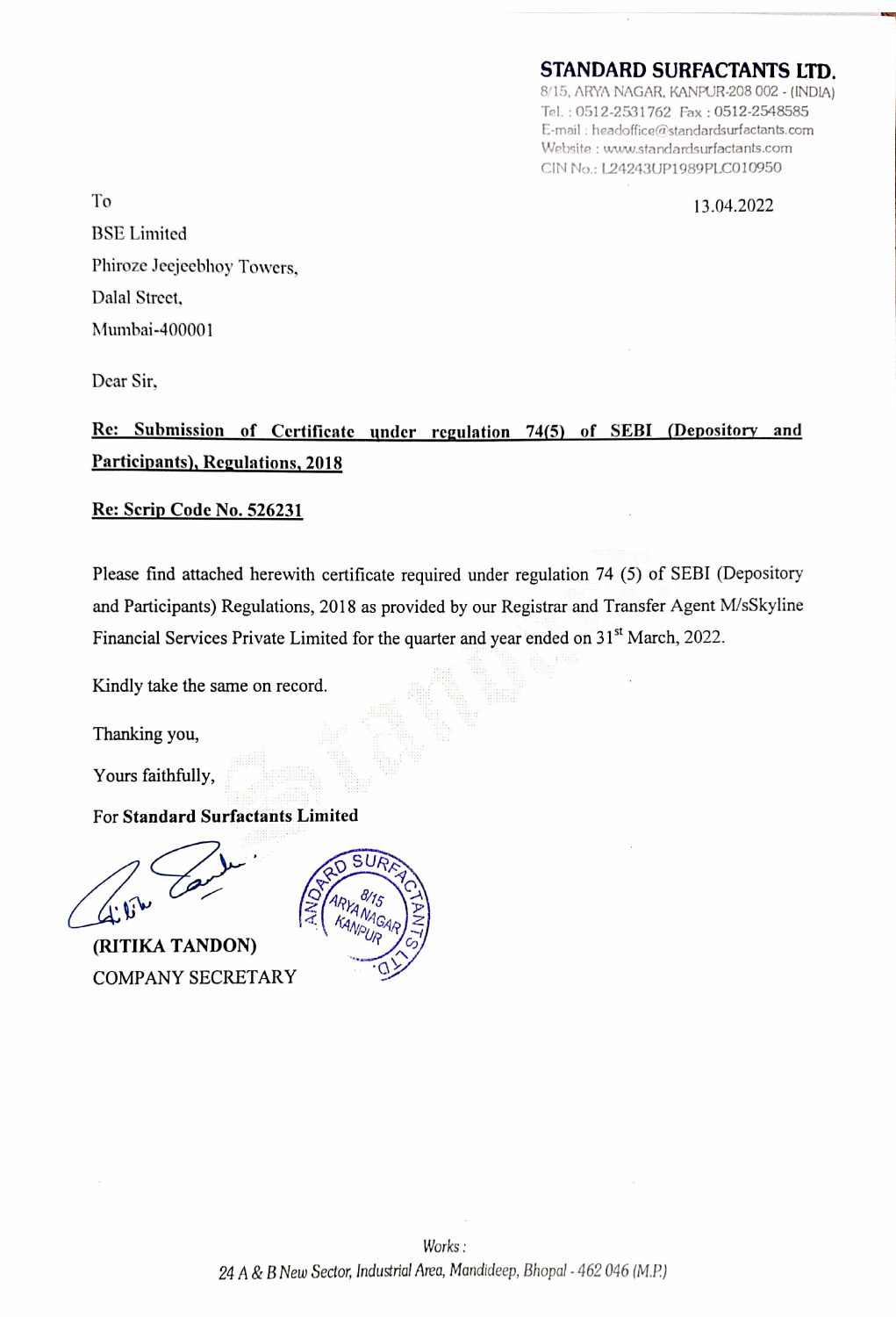**STANDARD SURFACTANTS LTD.**
8/15, ARYA NAGAR, KANPUR-208 002 - (INDIA)
Tel. : 0512-2531762 Fax : 0512-2548585
E-mail : headoffice@standardsurfactants.com
Website : www.standardsurfactants.com
CIN No.: L24243UP1989PLC010950

To

13.04.2022

BSE Limited
Phiroze Jeejeebhoy Towers,
Dalal Street,
Mumbai-400001

Dear Sir,

**Re: Submission of Certificate under regulation 74(5) of SEBI (Depository and Participants), Regulations, 2018**

**Re: Scrip Code No. 526231**

Please find attached herewith certificate required under regulation 74 (5) of SEBI (Depository and Participants) Regulations, 2018 as provided by our Registrar and Transfer Agent M/sSkyline Financial Services Private Limited for the quarter and year ended on 31st March, 2022.

Kindly take the same on record.

Thanking you,

Yours faithfully,

For **Standard Surfactants Limited**

**(RITIKA TANDON)**
COMPANY SECRETARY

*Works :*
*24 A & B New Sector, Industrial Area, Mandideep, Bhopal - 462 046 (M.P.)*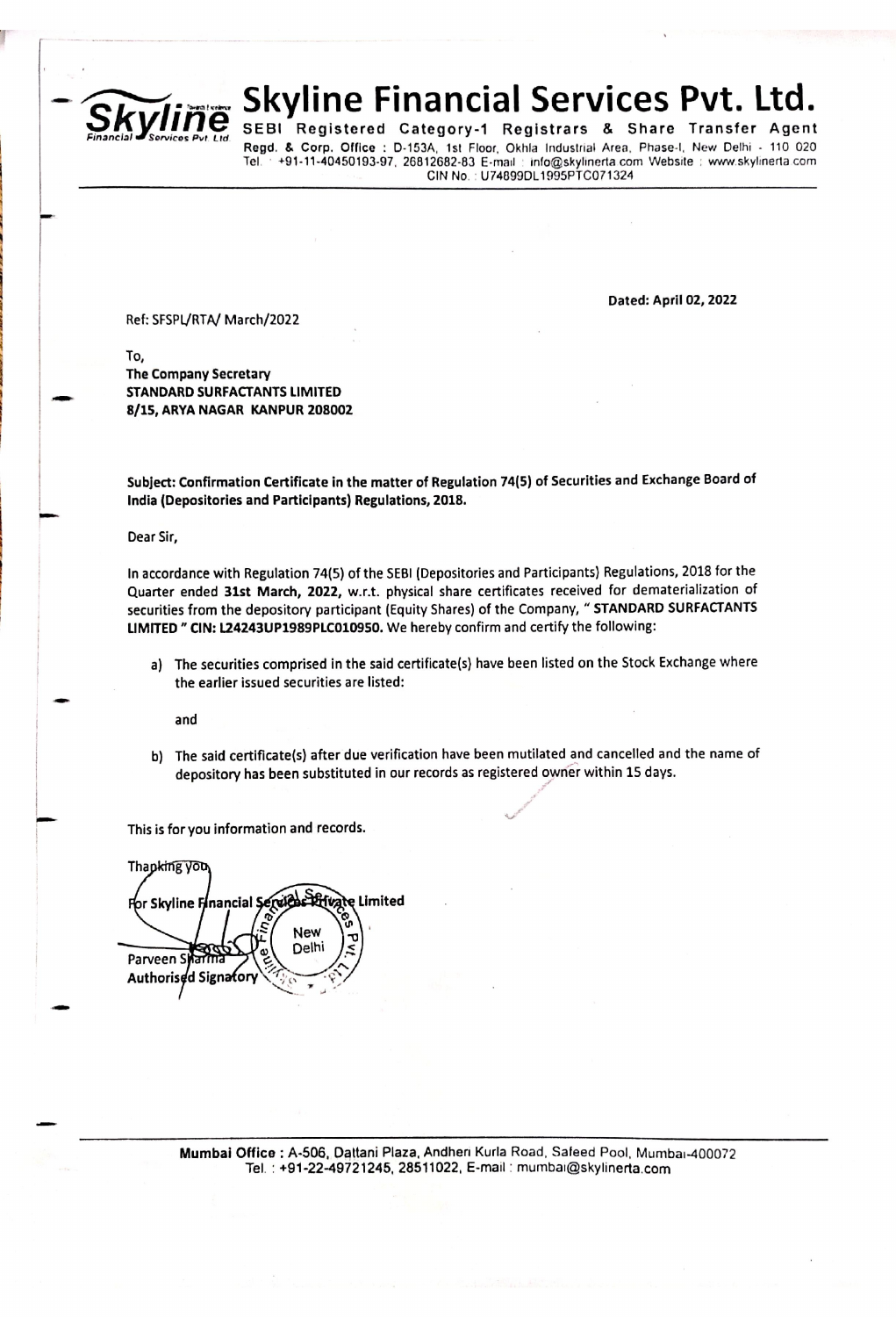# Skyline Financial Services Pvt. Ltd.

SEBI Registered Category-1 Registrars & Share Transfer Agent

Regd. & Corp. Office : D-153A, 1st Floor, Okhla Industrial Area, Phase-I, New Delhi - 110 020
Tel. : +91-11-40450193-97, 26812682-83 E-mail : info@skylinerta.com Website : www.skylinerta.com
CIN No. : U74899DL1995PTC071324

**Dated: April 02, 2022**

Ref: SFSPL/RTA/ March/2022

To,
**The Company Secretary**
**STANDARD SURFACTANTS LIMITED**
**8/15, ARYA NAGAR KANPUR 208002**

**Subject: Confirmation Certificate in the matter of Regulation 74(5) of Securities and Exchange Board of India (Depositories and Participants) Regulations, 2018.**

Dear Sir,

In accordance with Regulation 74(5) of the SEBI (Depositories and Participants) Regulations, 2018 for the Quarter ended **31st March, 2022,** w.r.t. physical share certificates received for dematerialization of securities from the depository participant (Equity Shares) of the Company, " **STANDARD SURFACTANTS LIMITED " CIN: L24243UP1989PLC010950.** We hereby confirm and certify the following:

a) The securities comprised in the said certificate(s) have been listed on the Stock Exchange where the earlier issued securities are listed:

and

b) The said certificate(s) after due verification have been mutilated and cancelled and the name of depository has been substituted in our records as registered owner within 15 days.

This is for you information and records.

Thanking you

For Skyline Financial Services Private Limited

Parveen Sharma
Authorised Signatory

Mumbai Office : A-506, Dattani Plaza, Andheri Kurla Road, Safeed Pool, Mumbai-400072
Tel. : +91-22-49721245, 28511022, E-mail : mumbai@skylinerta.com